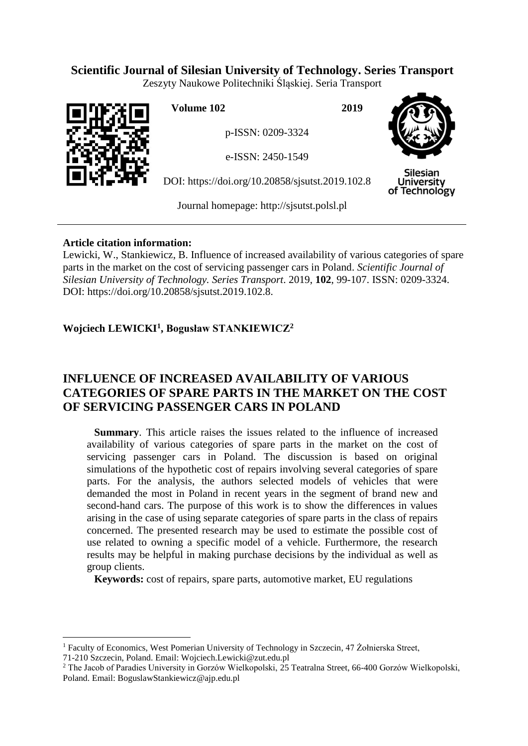**Scientific Journal of Silesian University of Technology. Series Transport**

Zeszyty Naukowe Politechniki Śląskiej. Seria Transport

**Volume 102** **2019**

p-ISSN: 0209-3324

e-ISSN: 2450-1549

DOI: https://doi.org/10.20858/sjsutst.2019.102.8

Journal homepage: http://sjsutst.polsl.pl

---

**Article citation information:**

Lewicki, W., Stankiewicz, B. Influence of increased availability of various categories of spare parts in the market on the cost of servicing passenger cars in Poland. *Scientific Journal of Silesian University of Technology. Series Transport*. 2019, **102**, 99-107. ISSN: 0209-3324. DOI: https://doi.org/10.20858/sjsutst.2019.102.8.

**Wojciech LEWICKI[1], Bogusław STANKIEWICZ[2]**

# INFLUENCE OF INCREASED AVAILABILITY OF VARIOUS CATEGORIES OF SPARE PARTS IN THE MARKET ON THE COST OF SERVICING PASSENGER CARS IN POLAND

**Summary**. This article raises the issues related to the influence of increased availability of various categories of spare parts in the market on the cost of servicing passenger cars in Poland. The discussion is based on original simulations of the hypothetic cost of repairs involving several categories of spare parts. For the analysis, the authors selected models of vehicles that were demanded the most in Poland in recent years in the segment of brand new and second-hand cars. The purpose of this work is to show the differences in values arising in the case of using separate categories of spare parts in the class of repairs concerned. The presented research may be used to estimate the possible cost of use related to owning a specific model of a vehicle. Furthermore, the research results may be helpful in making purchase decisions by the individual as well as group clients.

**Keywords:** cost of repairs, spare parts, automotive market, EU regulations

---

[1] Faculty of Economics, West Pomerian University of Technology in Szczecin, 47 Żołnierska Street, 71-210 Szczecin, Poland. Email: Wojciech.Lewicki@zut.edu.pl

[2] The Jacob of Paradies University in Gorzów Wielkopolski, 25 Teatralna Street, 66-400 Gorzów Wielkopolski, Poland. Email: BoguslawStankiewicz@ajp.edu.pl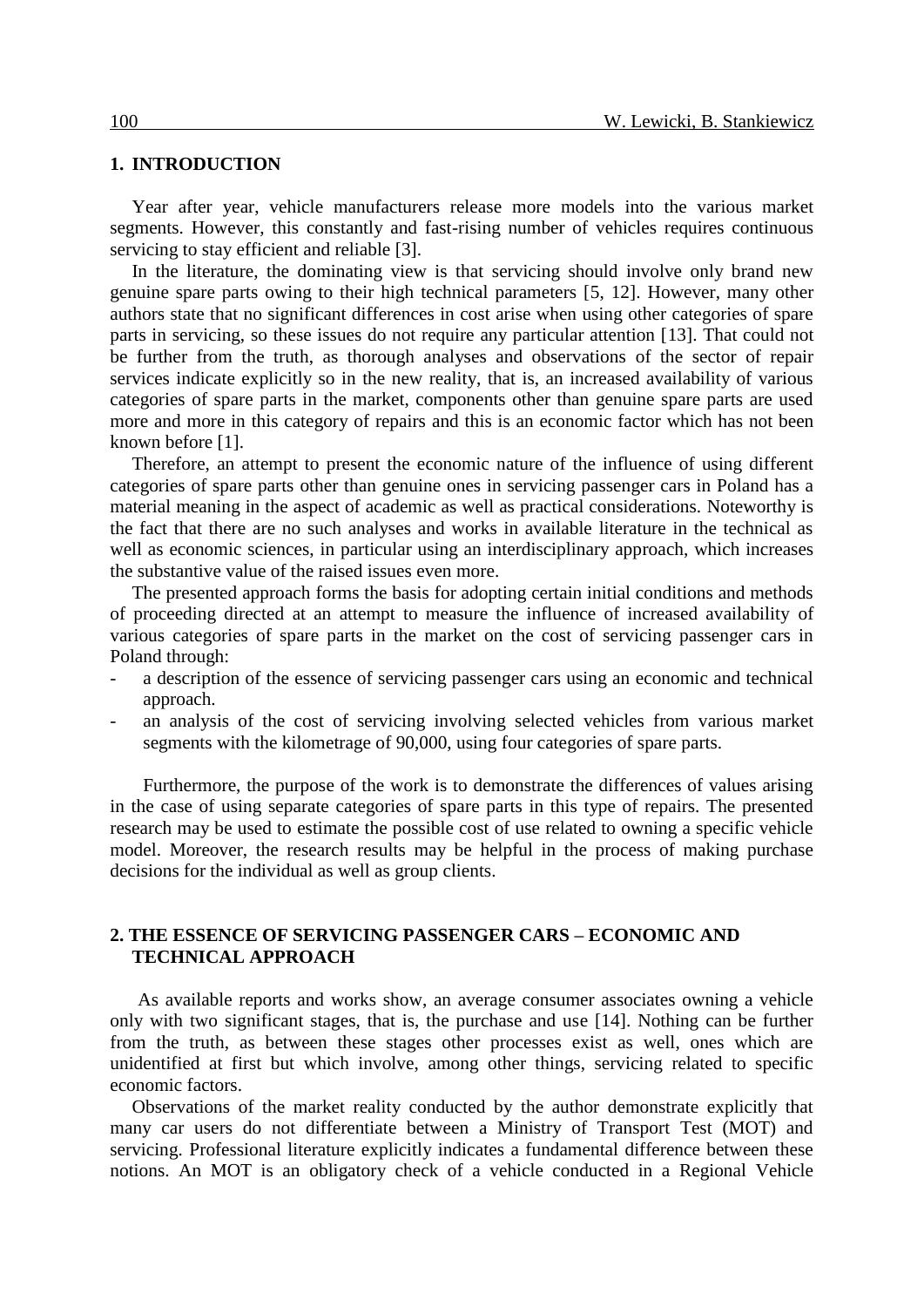## 1. INTRODUCTION

Year after year, vehicle manufacturers release more models into the various market segments. However, this constantly and fast-rising number of vehicles requires continuous servicing to stay efficient and reliable [3].

In the literature, the dominating view is that servicing should involve only brand new genuine spare parts owing to their high technical parameters [5, 12]. However, many other authors state that no significant differences in cost arise when using other categories of spare parts in servicing, so these issues do not require any particular attention [13]. That could not be further from the truth, as thorough analyses and observations of the sector of repair services indicate explicitly so in the new reality, that is, an increased availability of various categories of spare parts in the market, components other than genuine spare parts are used more and more in this category of repairs and this is an economic factor which has not been known before [1].

Therefore, an attempt to present the economic nature of the influence of using different categories of spare parts other than genuine ones in servicing passenger cars in Poland has a material meaning in the aspect of academic as well as practical considerations. Noteworthy is the fact that there are no such analyses and works in available literature in the technical as well as economic sciences, in particular using an interdisciplinary approach, which increases the substantive value of the raised issues even more.

The presented approach forms the basis for adopting certain initial conditions and methods of proceeding directed at an attempt to measure the influence of increased availability of various categories of spare parts in the market on the cost of servicing passenger cars in Poland through:

- a description of the essence of servicing passenger cars using an economic and technical approach.
- an analysis of the cost of servicing involving selected vehicles from various market segments with the kilometrage of 90,000, using four categories of spare parts.

Furthermore, the purpose of the work is to demonstrate the differences of values arising in the case of using separate categories of spare parts in this type of repairs. The presented research may be used to estimate the possible cost of use related to owning a specific vehicle model. Moreover, the research results may be helpful in the process of making purchase decisions for the individual as well as group clients.

## 2. THE ESSENCE OF SERVICING PASSENGER CARS – ECONOMIC AND TECHNICAL APPROACH

As available reports and works show, an average consumer associates owning a vehicle only with two significant stages, that is, the purchase and use [14]. Nothing can be further from the truth, as between these stages other processes exist as well, ones which are unidentified at first but which involve, among other things, servicing related to specific economic factors.

Observations of the market reality conducted by the author demonstrate explicitly that many car users do not differentiate between a Ministry of Transport Test (MOT) and servicing. Professional literature explicitly indicates a fundamental difference between these notions. An MOT is an obligatory check of a vehicle conducted in a Regional Vehicle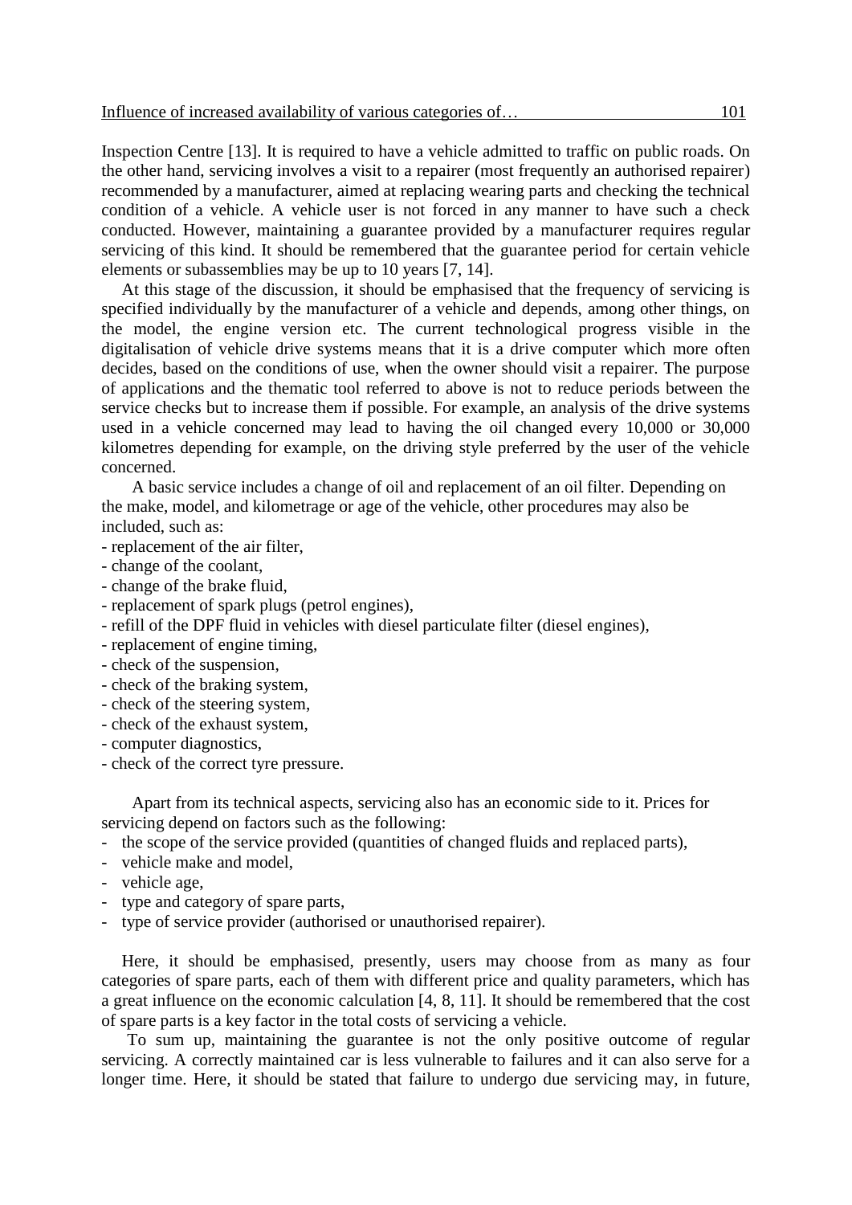Inspection Centre [13]. It is required to have a vehicle admitted to traffic on public roads. On the other hand, servicing involves a visit to a repairer (most frequently an authorised repairer) recommended by a manufacturer, aimed at replacing wearing parts and checking the technical condition of a vehicle. A vehicle user is not forced in any manner to have such a check conducted. However, maintaining a guarantee provided by a manufacturer requires regular servicing of this kind. It should be remembered that the guarantee period for certain vehicle elements or subassemblies may be up to 10 years [7, 14].

At this stage of the discussion, it should be emphasised that the frequency of servicing is specified individually by the manufacturer of a vehicle and depends, among other things, on the model, the engine version etc. The current technological progress visible in the digitalisation of vehicle drive systems means that it is a drive computer which more often decides, based on the conditions of use, when the owner should visit a repairer. The purpose of applications and the thematic tool referred to above is not to reduce periods between the service checks but to increase them if possible. For example, an analysis of the drive systems used in a vehicle concerned may lead to having the oil changed every 10,000 or 30,000 kilometres depending for example, on the driving style preferred by the user of the vehicle concerned.

A basic service includes a change of oil and replacement of an oil filter. Depending on the make, model, and kilometrage or age of the vehicle, other procedures may also be included, such as:

- replacement of the air filter,
- change of the coolant,
- change of the brake fluid,
- replacement of spark plugs (petrol engines),
- refill of the DPF fluid in vehicles with diesel particulate filter (diesel engines),
- replacement of engine timing,
- check of the suspension,
- check of the braking system,
- check of the steering system,
- check of the exhaust system,
- computer diagnostics,
- check of the correct tyre pressure.

Apart from its technical aspects, servicing also has an economic side to it. Prices for servicing depend on factors such as the following:

- the scope of the service provided (quantities of changed fluids and replaced parts),
- vehicle make and model,
- vehicle age,
- type and category of spare parts,
- type of service provider (authorised or unauthorised repairer).

Here, it should be emphasised, presently, users may choose from as many as four categories of spare parts, each of them with different price and quality parameters, which has a great influence on the economic calculation [4, 8, 11]. It should be remembered that the cost of spare parts is a key factor in the total costs of servicing a vehicle.

To sum up, maintaining the guarantee is not the only positive outcome of regular servicing. A correctly maintained car is less vulnerable to failures and it can also serve for a longer time. Here, it should be stated that failure to undergo due servicing may, in future,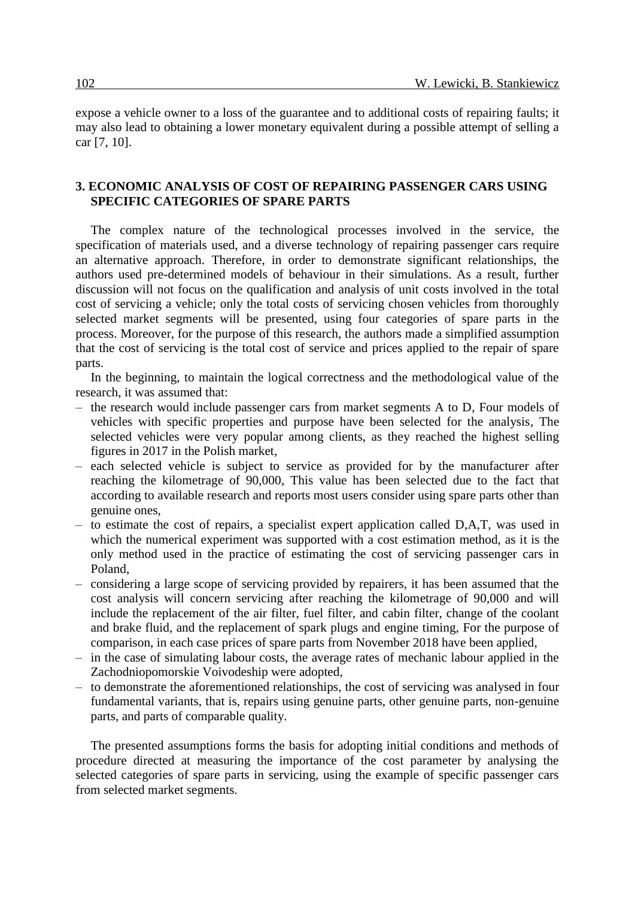expose a vehicle owner to a loss of the guarantee and to additional costs of repairing faults; it may also lead to obtaining a lower monetary equivalent during a possible attempt of selling a car [7, 10].

## 3. ECONOMIC ANALYSIS OF COST OF REPAIRING PASSENGER CARS USING SPECIFIC CATEGORIES OF SPARE PARTS

The complex nature of the technological processes involved in the service, the specification of materials used, and a diverse technology of repairing passenger cars require an alternative approach. Therefore, in order to demonstrate significant relationships, the authors used pre-determined models of behaviour in their simulations. As a result, further discussion will not focus on the qualification and analysis of unit costs involved in the total cost of servicing a vehicle; only the total costs of servicing chosen vehicles from thoroughly selected market segments will be presented, using four categories of spare parts in the process. Moreover, for the purpose of this research, the authors made a simplified assumption that the cost of servicing is the total cost of service and prices applied to the repair of spare parts.

In the beginning, to maintain the logical correctness and the methodological value of the research, it was assumed that:

- the research would include passenger cars from market segments A to D, Four models of vehicles with specific properties and purpose have been selected for the analysis, The selected vehicles were very popular among clients, as they reached the highest selling figures in 2017 in the Polish market,
- each selected vehicle is subject to service as provided for by the manufacturer after reaching the kilometrage of 90,000, This value has been selected due to the fact that according to available research and reports most users consider using spare parts other than genuine ones,
- to estimate the cost of repairs, a specialist expert application called D,A,T, was used in which the numerical experiment was supported with a cost estimation method, as it is the only method used in the practice of estimating the cost of servicing passenger cars in Poland,
- considering a large scope of servicing provided by repairers, it has been assumed that the cost analysis will concern servicing after reaching the kilometrage of 90,000 and will include the replacement of the air filter, fuel filter, and cabin filter, change of the coolant and brake fluid, and the replacement of spark plugs and engine timing, For the purpose of comparison, in each case prices of spare parts from November 2018 have been applied,
- in the case of simulating labour costs, the average rates of mechanic labour applied in the Zachodniopomorskie Voivodeship were adopted,
- to demonstrate the aforementioned relationships, the cost of servicing was analysed in four fundamental variants, that is, repairs using genuine parts, other genuine parts, non-genuine parts, and parts of comparable quality.

The presented assumptions forms the basis for adopting initial conditions and methods of procedure directed at measuring the importance of the cost parameter by analysing the selected categories of spare parts in servicing, using the example of specific passenger cars from selected market segments.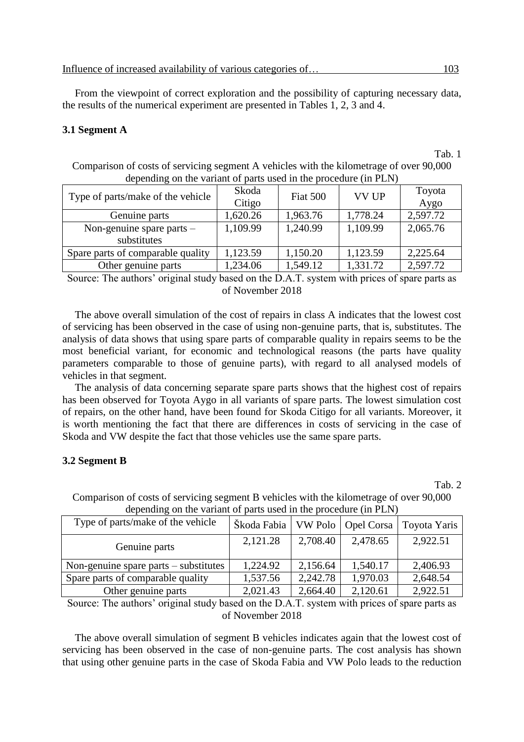From the viewpoint of correct exploration and the possibility of capturing necessary data, the results of the numerical experiment are presented in Tables 1, 2, 3 and 4.

### 3.1 Segment A

Tab. 1

Comparison of costs of servicing segment A vehicles with the kilometrage of over 90,000 depending on the variant of parts used in the procedure (in PLN)

| Type of parts/make of the vehicle | Skoda Citigo | Fiat 500 | VV UP | Toyota Aygo |
|---|---|---|---|---|
| Genuine parts | 1,620.26 | 1,963.76 | 1,778.24 | 2,597.72 |
| Non-genuine spare parts – substitutes | 1,109.99 | 1,240.99 | 1,109.99 | 2,065.76 |
| Spare parts of comparable quality | 1,123.59 | 1,150.20 | 1,123.59 | 2,225.64 |
| Other genuine parts | 1,234.06 | 1,549.12 | 1,331.72 | 2,597.72 |

Source: The authors' original study based on the D.A.T. system with prices of spare parts as of November 2018

The above overall simulation of the cost of repairs in class A indicates that the lowest cost of servicing has been observed in the case of using non-genuine parts, that is, substitutes. The analysis of data shows that using spare parts of comparable quality in repairs seems to be the most beneficial variant, for economic and technological reasons (the parts have quality parameters comparable to those of genuine parts), with regard to all analysed models of vehicles in that segment.

The analysis of data concerning separate spare parts shows that the highest cost of repairs has been observed for Toyota Aygo in all variants of spare parts. The lowest simulation cost of repairs, on the other hand, have been found for Skoda Citigo for all variants. Moreover, it is worth mentioning the fact that there are differences in costs of servicing in the case of Skoda and VW despite the fact that those vehicles use the same spare parts.

### 3.2 Segment B

Tab. 2

Comparison of costs of servicing segment B vehicles with the kilometrage of over 90,000 depending on the variant of parts used in the procedure (in PLN)

| Type of parts/make of the vehicle | Škoda Fabia | VW Polo | Opel Corsa | Toyota Yaris |
|---|---|---|---|---|
| Genuine parts | 2,121.28 | 2,708.40 | 2,478.65 | 2,922.51 |
| Non-genuine spare parts – substitutes | 1,224.92 | 2,156.64 | 1,540.17 | 2,406.93 |
| Spare parts of comparable quality | 1,537.56 | 2,242.78 | 1,970.03 | 2,648.54 |
| Other genuine parts | 2,021.43 | 2,664.40 | 2,120.61 | 2,922.51 |

Source: The authors' original study based on the D.A.T. system with prices of spare parts as of November 2018

The above overall simulation of segment B vehicles indicates again that the lowest cost of servicing has been observed in the case of non-genuine parts. The cost analysis has shown that using other genuine parts in the case of Skoda Fabia and VW Polo leads to the reduction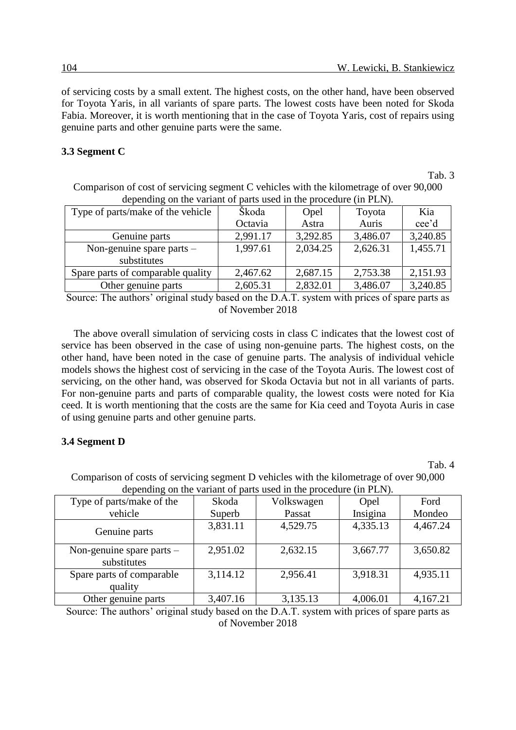of servicing costs by a small extent. The highest costs, on the other hand, have been observed for Toyota Yaris, in all variants of spare parts. The lowest costs have been noted for Skoda Fabia. Moreover, it is worth mentioning that in the case of Toyota Yaris, cost of repairs using genuine parts and other genuine parts were the same.

### 3.3 Segment C

Tab. 3

Comparison of cost of servicing segment C vehicles with the kilometrage of over 90,000 depending on the variant of parts used in the procedure (in PLN).

| Type of parts/make of the vehicle | Škoda Octavia | Opel Astra | Toyota Auris | Kia cee'd |
|---|---|---|---|---|
| Genuine parts | 2,991.17 | 3,292.85 | 3,486.07 | 3,240.85 |
| Non-genuine spare parts – substitutes | 1,997.61 | 2,034.25 | 2,626.31 | 1,455.71 |
| Spare parts of comparable quality | 2,467.62 | 2,687.15 | 2,753.38 | 2,151.93 |
| Other genuine parts | 2,605.31 | 2,832.01 | 3,486.07 | 3,240.85 |

Source: The authors' original study based on the D.A.T. system with prices of spare parts as of November 2018

The above overall simulation of servicing costs in class C indicates that the lowest cost of service has been observed in the case of using non-genuine parts. The highest costs, on the other hand, have been noted in the case of genuine parts. The analysis of individual vehicle models shows the highest cost of servicing in the case of the Toyota Auris. The lowest cost of servicing, on the other hand, was observed for Skoda Octavia but not in all variants of parts. For non-genuine parts and parts of comparable quality, the lowest costs were noted for Kia ceed. It is worth mentioning that the costs are the same for Kia ceed and Toyota Auris in case of using genuine parts and other genuine parts.

### 3.4 Segment D

Tab. 4

Comparison of costs of servicing segment D vehicles with the kilometrage of over 90,000 depending on the variant of parts used in the procedure (in PLN).

| Type of parts/make of the vehicle | Skoda Superb | Volkswagen Passat | Opel Insigina | Ford Mondeo |
|---|---|---|---|---|
| Genuine parts | 3,831.11 | 4,529.75 | 4,335.13 | 4,467.24 |
| Non-genuine spare parts – substitutes | 2,951.02 | 2,632.15 | 3,667.77 | 3,650.82 |
| Spare parts of comparable quality | 3,114.12 | 2,956.41 | 3,918.31 | 4,935.11 |
| Other genuine parts | 3,407.16 | 3,135.13 | 4,006.01 | 4,167.21 |

Source: The authors' original study based on the D.A.T. system with prices of spare parts as of November 2018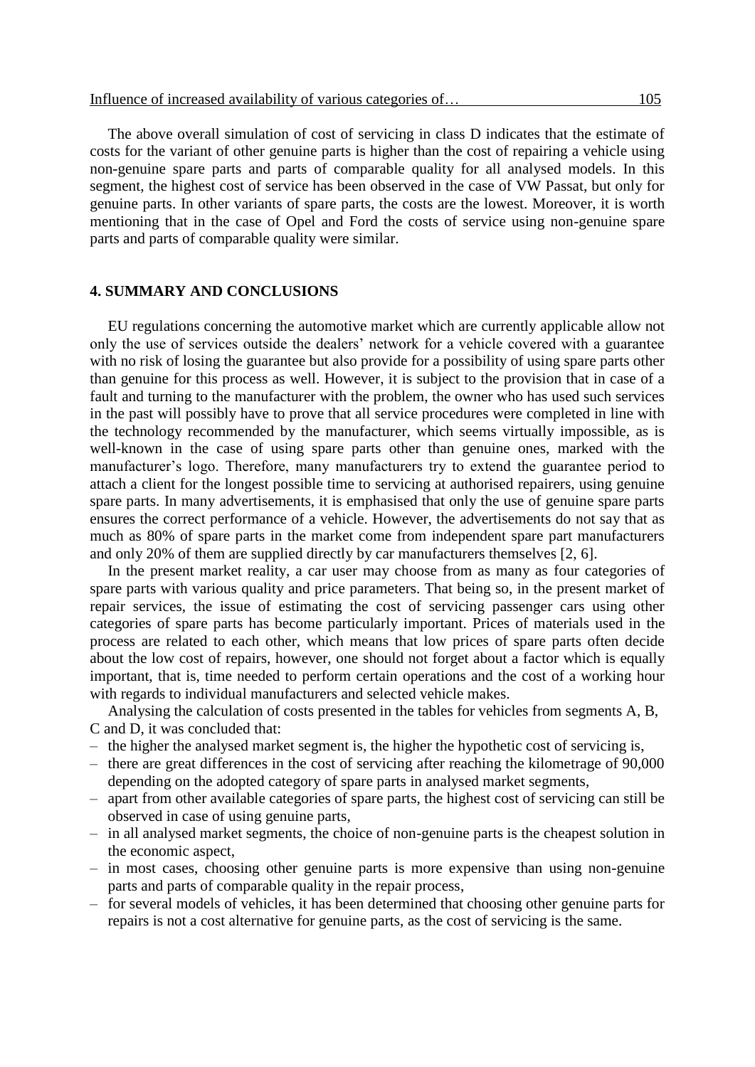The above overall simulation of cost of servicing in class D indicates that the estimate of costs for the variant of other genuine parts is higher than the cost of repairing a vehicle using non-genuine spare parts and parts of comparable quality for all analysed models. In this segment, the highest cost of service has been observed in the case of VW Passat, but only for genuine parts. In other variants of spare parts, the costs are the lowest. Moreover, it is worth mentioning that in the case of Opel and Ford the costs of service using non-genuine spare parts and parts of comparable quality were similar.

## 4. SUMMARY AND CONCLUSIONS

EU regulations concerning the automotive market which are currently applicable allow not only the use of services outside the dealers' network for a vehicle covered with a guarantee with no risk of losing the guarantee but also provide for a possibility of using spare parts other than genuine for this process as well. However, it is subject to the provision that in case of a fault and turning to the manufacturer with the problem, the owner who has used such services in the past will possibly have to prove that all service procedures were completed in line with the technology recommended by the manufacturer, which seems virtually impossible, as is well-known in the case of using spare parts other than genuine ones, marked with the manufacturer's logo. Therefore, many manufacturers try to extend the guarantee period to attach a client for the longest possible time to servicing at authorised repairers, using genuine spare parts. In many advertisements, it is emphasised that only the use of genuine spare parts ensures the correct performance of a vehicle. However, the advertisements do not say that as much as 80% of spare parts in the market come from independent spare part manufacturers and only 20% of them are supplied directly by car manufacturers themselves [2, 6].

In the present market reality, a car user may choose from as many as four categories of spare parts with various quality and price parameters. That being so, in the present market of repair services, the issue of estimating the cost of servicing passenger cars using other categories of spare parts has become particularly important. Prices of materials used in the process are related to each other, which means that low prices of spare parts often decide about the low cost of repairs, however, one should not forget about a factor which is equally important, that is, time needed to perform certain operations and the cost of a working hour with regards to individual manufacturers and selected vehicle makes.

Analysing the calculation of costs presented in the tables for vehicles from segments A, B, C and D, it was concluded that:

- the higher the analysed market segment is, the higher the hypothetic cost of servicing is,
- there are great differences in the cost of servicing after reaching the kilometrage of 90,000 depending on the adopted category of spare parts in analysed market segments,
- apart from other available categories of spare parts, the highest cost of servicing can still be observed in case of using genuine parts,
- in all analysed market segments, the choice of non-genuine parts is the cheapest solution in the economic aspect,
- in most cases, choosing other genuine parts is more expensive than using non-genuine parts and parts of comparable quality in the repair process,
- for several models of vehicles, it has been determined that choosing other genuine parts for repairs is not a cost alternative for genuine parts, as the cost of servicing is the same.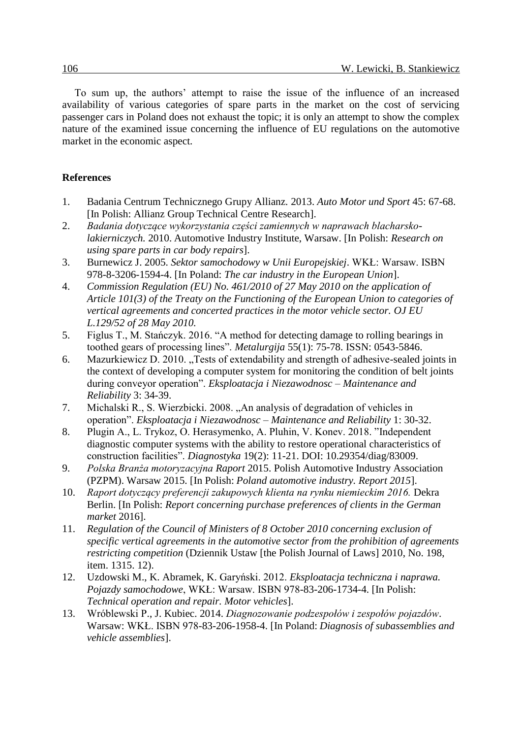To sum up, the authors' attempt to raise the issue of the influence of an increased availability of various categories of spare parts in the market on the cost of servicing passenger cars in Poland does not exhaust the topic; it is only an attempt to show the complex nature of the examined issue concerning the influence of EU regulations on the automotive market in the economic aspect.

## References

1. Badania Centrum Technicznego Grupy Allianz. 2013. *Auto Motor und Sport* 45: 67-68. [In Polish: Allianz Group Technical Centre Research].
2. *Badania dotyczące wykorzystania części zamiennych w naprawach blacharsko-lakierniczych.* 2010. Automotive Industry Institute, Warsaw. [In Polish: *Research on using spare parts in car body repairs*].
3. Burnewicz J. 2005. *Sektor samochodowy w Unii Europejskiej*. WKŁ: Warsaw. ISBN 978-8-3206-1594-4. [In Poland: *The car industry in the European Union*].
4. *Commission Regulation (EU) No. 461/2010 of 27 May 2010 on the application of Article 101(3) of the Treaty on the Functioning of the European Union to categories of vertical agreements and concerted practices in the motor vehicle sector. OJ EU L.129/52 of 28 May 2010.*
5. Figlus T., M. Stańczyk. 2016. "A method for detecting damage to rolling bearings in toothed gears of processing lines". *Metalurgija* 55(1): 75-78. ISSN: 0543-5846.
6. Mazurkiewicz D. 2010. „Tests of extendability and strength of adhesive-sealed joints in the context of developing a computer system for monitoring the condition of belt joints during conveyor operation". *Eksploatacja i Niezawodnosc – Maintenance and Reliability* 3: 34-39.
7. Michalski R., S. Wierzbicki. 2008. „An analysis of degradation of vehicles in operation". *Eksploatacja i Niezawodnosc – Maintenance and Reliability* 1: 30-32.
8. Plugin A., L. Trykoz, O. Herasymenko, A. Pluhin, V. Konev. 2018. "Independent diagnostic computer systems with the ability to restore operational characteristics of construction facilities". *Diagnostyka* 19(2): 11-21. DOI: 10.29354/diag/83009.
9. *Polska Branża motoryzacyjna Raport* 2015. Polish Automotive Industry Association (PZPM). Warsaw 2015. [In Polish: *Poland automotive industry. Report 2015*].
10. *Raport dotyczący preferencji zakupowych klienta na rynku niemieckim 2016.* Dekra Berlin. [In Polish: *Report concerning purchase preferences of clients in the German market* 2016].
11. *Regulation of the Council of Ministers of 8 October 2010 concerning exclusion of specific vertical agreements in the automotive sector from the prohibition of agreements restricting competition* (Dziennik Ustaw [the Polish Journal of Laws] 2010, No. 198, item. 1315. 12).
12. Uzdowski M., K. Abramek, K. Garyński. 2012. *Eksploatacja techniczna i naprawa. Pojazdy samochodowe*, WKŁ: Warsaw. ISBN 978-83-206-1734-4. [In Polish: *Technical operation and repair. Motor vehicles*].
13. Wróblewski P., J. Kubiec. 2014. *Diagnozowanie podzespołów i zespołów pojazdów*. Warsaw: WKŁ. ISBN 978-83-206-1958-4. [In Poland: *Diagnosis of subassemblies and vehicle assemblies*].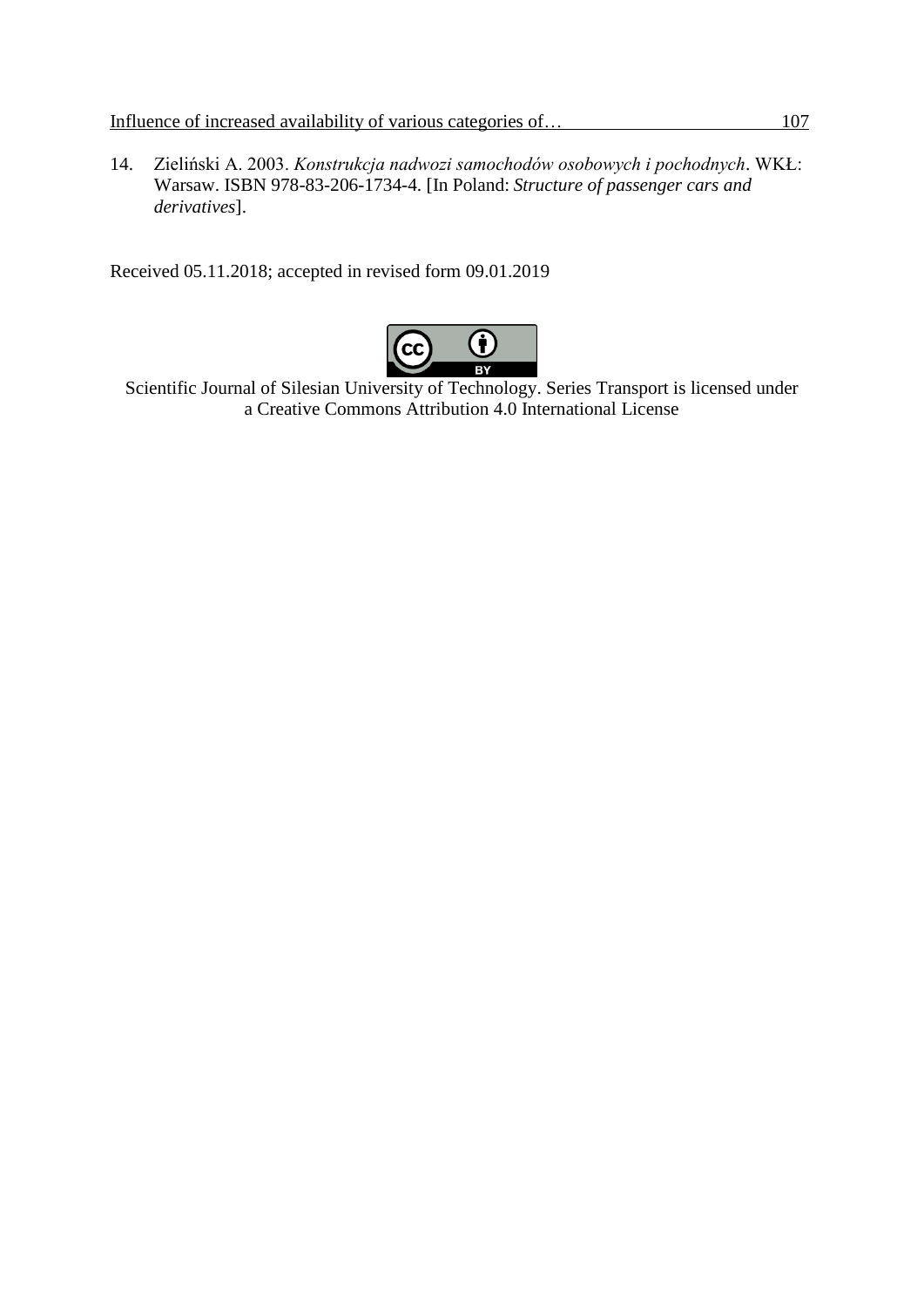14. Zieliński A. 2003. *Konstrukcja nadwozi samochodów osobowych i pochodnych*. WKŁ: Warsaw. ISBN 978-83-206-1734-4. [In Poland: *Structure of passenger cars and derivatives*].

Received 05.11.2018; accepted in revised form 09.01.2019

Scientific Journal of Silesian University of Technology. Series Transport is licensed under a Creative Commons Attribution 4.0 International License